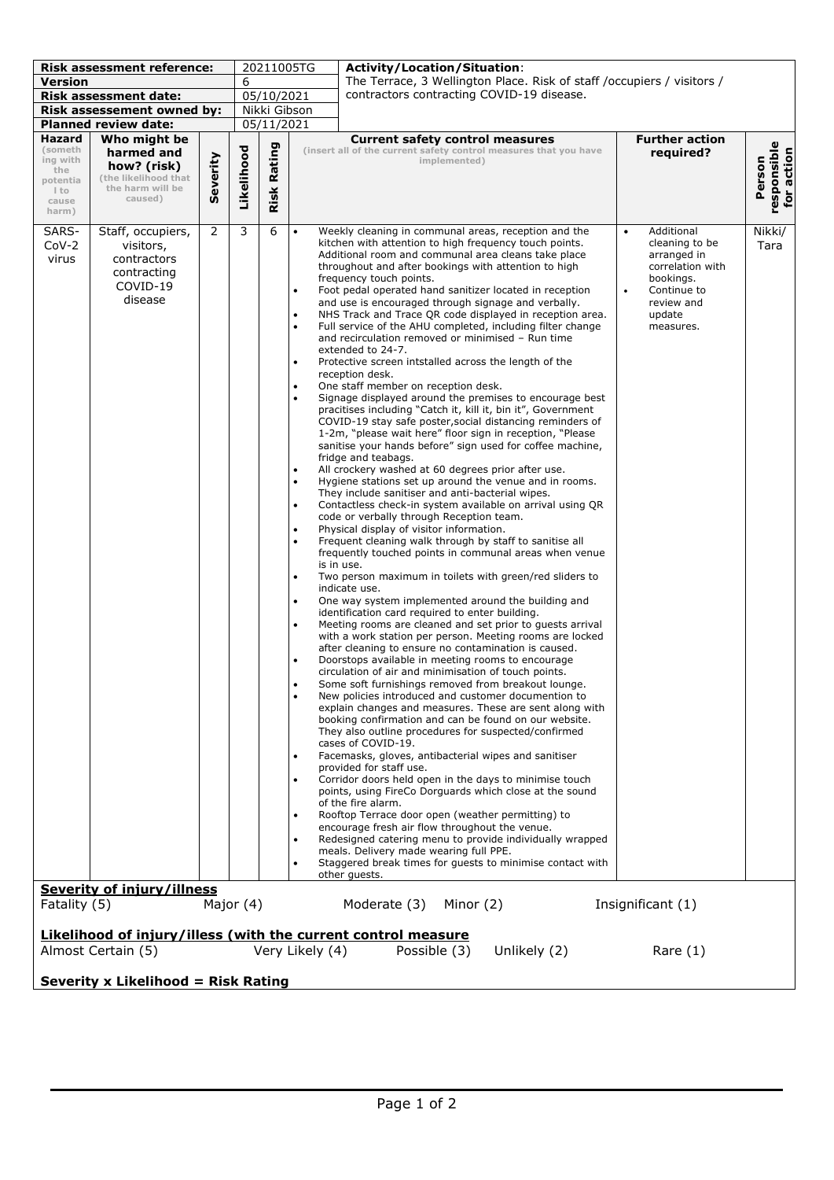| Risk assessment reference: | 20211005TG | Activity/Location/Situation: The Terrace, 3 Wellington Place. Risk of staff /occupiers / visitors / contractors contracting COVID-19 disease. |
|---|---|---|
| Version | 6 | |
| Risk assessment date: | 05/10/2021 | |
| Risk assessement owned by: | Nikki Gibson | |
| Planned review date: | 05/11/2021 | |

| Hazard (something with the potential to cause harm) | Who might be harmed and how? (risk) (the likelihood that the harm will be caused) | Severity | Likelihood | Risk Rating | Current safety control measures (insert all of the current safety control measures that you have implemented) | Further action required? | Person responsible for action |
|---|---|---|---|---|---|---|---|
| SARS-CoV-2 virus | Staff, occupiers, visitors, contractors contracting COVID-19 disease | 2 | 3 | 6 | • Weekly cleaning in communal areas, reception and the kitchen with attention to high frequency touch points. Additional room and communal area cleans take place throughout and after bookings with attention to high frequency touch points.<br>• Foot pedal operated hand sanitizer located in reception and use is encouraged through signage and verbally.<br>• NHS Track and Trace QR code displayed in reception area.<br>• Full service of the AHU completed, including filter change and recirculation removed or minimised – Run time extended to 24-7.<br>• Protective screen intstalled across the length of the reception desk.<br>• One staff member on reception desk.<br>• Signage displayed around the premises to encourage best pracitises including "Catch it, kill it, bin it", Government COVID-19 stay safe poster,social distancing reminders of 1-2m, "please wait here" floor sign in reception, "Please sanitise your hands before" sign used for coffee machine, fridge and teabags.<br>• All crockery washed at 60 degrees prior after use.<br>• Hygiene stations set up around the venue and in rooms. They include sanitiser and anti-bacterial wipes.<br>• Contactless check-in system available on arrival using QR code or verbally through Reception team.<br>• Physical display of visitor information.<br>• Frequent cleaning walk through by staff to sanitise all frequently touched points in communal areas when venue is in use.<br>• Two person maximum in toilets with green/red sliders to indicate use.<br>• One way system implemented around the building and identification card required to enter building.<br>• Meeting rooms are cleaned and set prior to guests arrival with a work station per person. Meeting rooms are locked after cleaning to ensure no contamination is caused.<br>• Doorstops available in meeting rooms to encourage circulation of air and minimisation of touch points.<br>• Some soft furnishings removed from breakout lounge.<br>• New policies introduced and customer documention to explain changes and measures. These are sent along with booking confirmation and can be found on our website. They also outline procedures for suspected/confirmed cases of COVID-19.<br>• Facemasks, gloves, antibacterial wipes and sanitiser provided for staff use.<br>• Corridor doors held open in the days to minimise touch points, using FireCo Dorguards which close at the sound of the fire alarm.<br>• Rooftop Terrace door open (weather permitting) to encourage fresh air flow throughout the venue.<br>• Redesigned catering menu to provide individually wrapped meals. Delivery made wearing full PPE.<br>• Staggered break times for guests to minimise contact with other guests. | • Additional cleaning to be arranged in correlation with bookings.<br>• Continue to review and update measures. | Nikki/ Tara |

**Severity of injury/illness**

Fatality (5) Major (4) Moderate (3) Minor (2) Insignificant (1)

**Likelihood of injury/illess (with the current control measure**

Almost Certain (5) Very Likely (4) Possible (3) Unlikely (2) Rare (1)

**Severity x Likelihood = Risk Rating**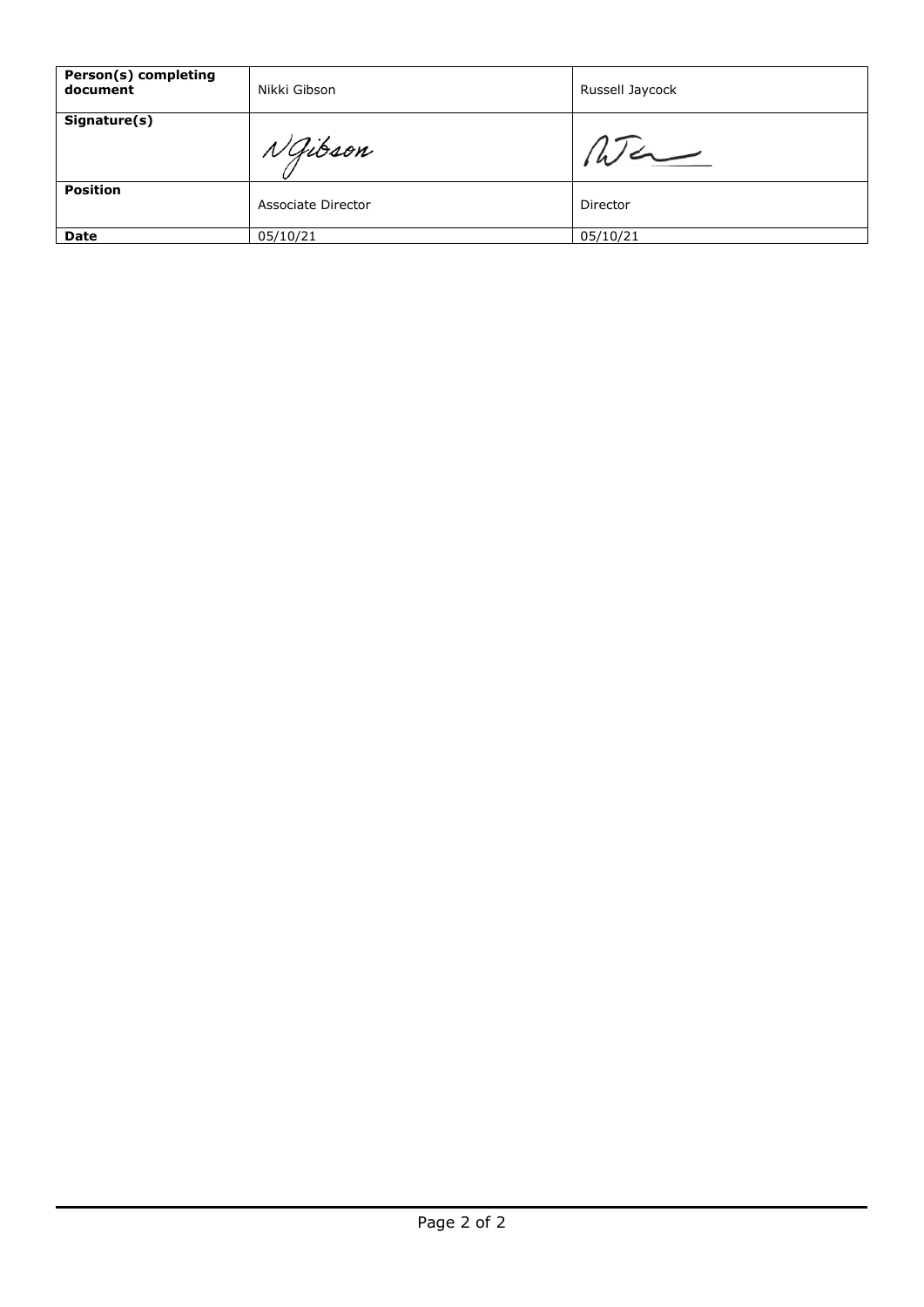| | | |
|---|---|---|
| **Person(s) completing document** | Nikki Gibson | Russell Jaycock |
| **Signature(s)** | NGibson | |
| **Position** | Associate Director | Director |
| **Date** | 05/10/21 | 05/10/21 |